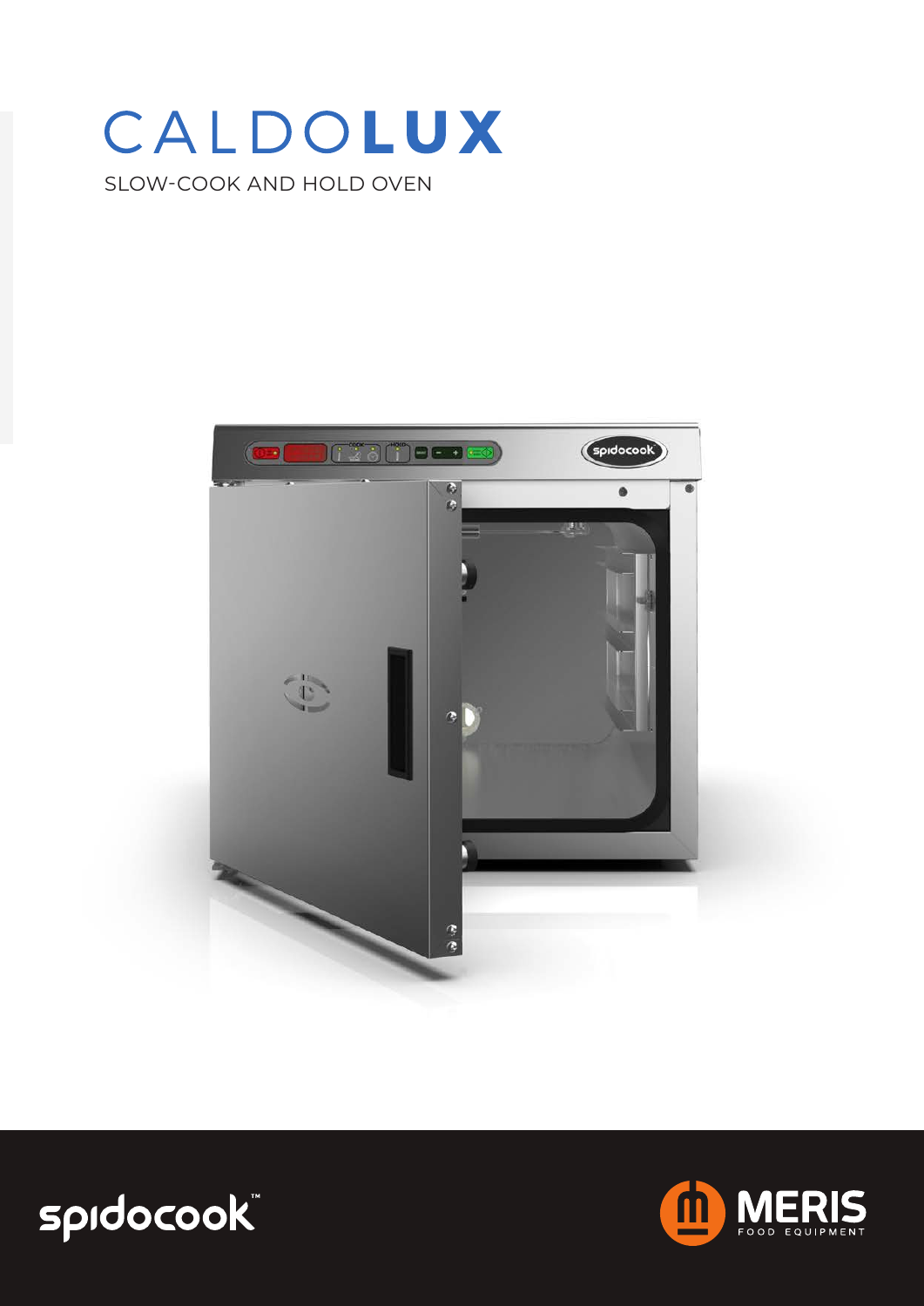# CALDOLUX

SLOW-COOK AND HOLD OVEN

spidocook™

MERIS FOOD EQUIPMENT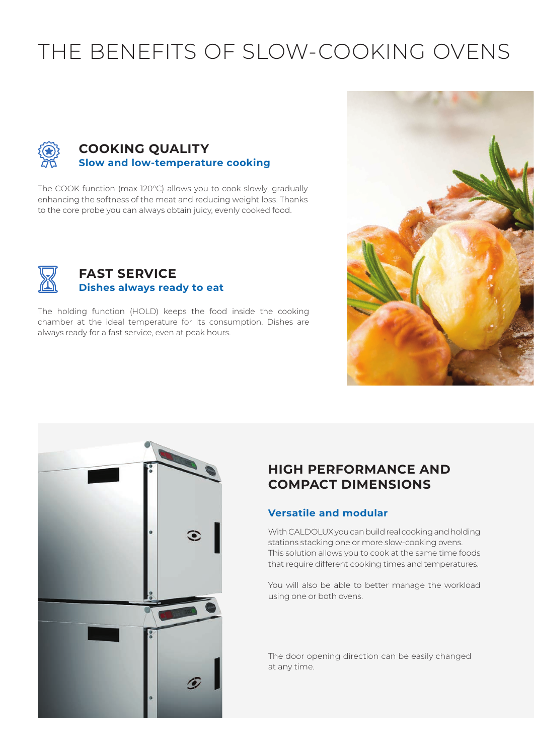# THE BENEFITS OF SLOW-COOKING OVENS

## COOKING QUALITY

### Slow and low-temperature cooking

The COOK function (max 120°C) allows you to cook slowly, gradually enhancing the softness of the meat and reducing weight loss. Thanks to the core probe you can always obtain juicy, evenly cooked food.

## FAST SERVICE

### Dishes always ready to eat

The holding function (HOLD) keeps the food inside the cooking chamber at the ideal temperature for its consumption. Dishes are always ready for a fast service, even at peak hours.

## HIGH PERFORMANCE AND COMPACT DIMENSIONS

### Versatile and modular

With CALDOLUX you can build real cooking and holding stations stacking one or more slow-cooking ovens. This solution allows you to cook at the same time foods that require different cooking times and temperatures.

You will also be able to better manage the workload using one or both ovens.

The door opening direction can be easily changed at any time.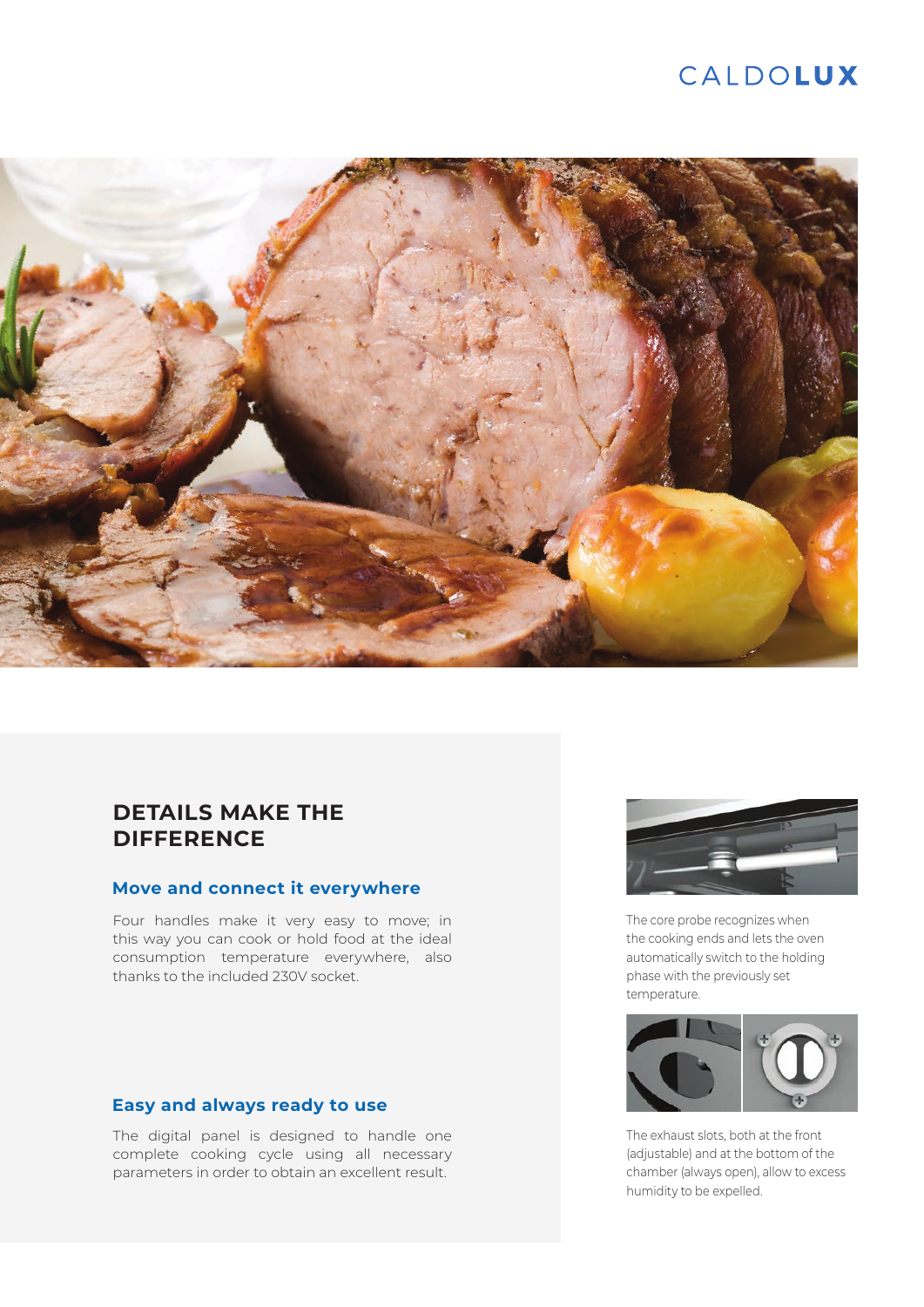## DETAILS MAKE THE DIFFERENCE

### Move and connect it everywhere

Four handles make it very easy to move; in this way you can cook or hold food at the ideal consumption temperature everywhere, also thanks to the included 230V socket.

### Easy and always ready to use

The digital panel is designed to handle one complete cooking cycle using all necessary parameters in order to obtain an excellent result.

The core probe recognizes when the cooking ends and lets the oven automatically switch to the holding phase with the previously set temperature.

The exhaust slots, both at the front (adjustable) and at the bottom of the chamber (always open), allow to excess humidity to be expelled.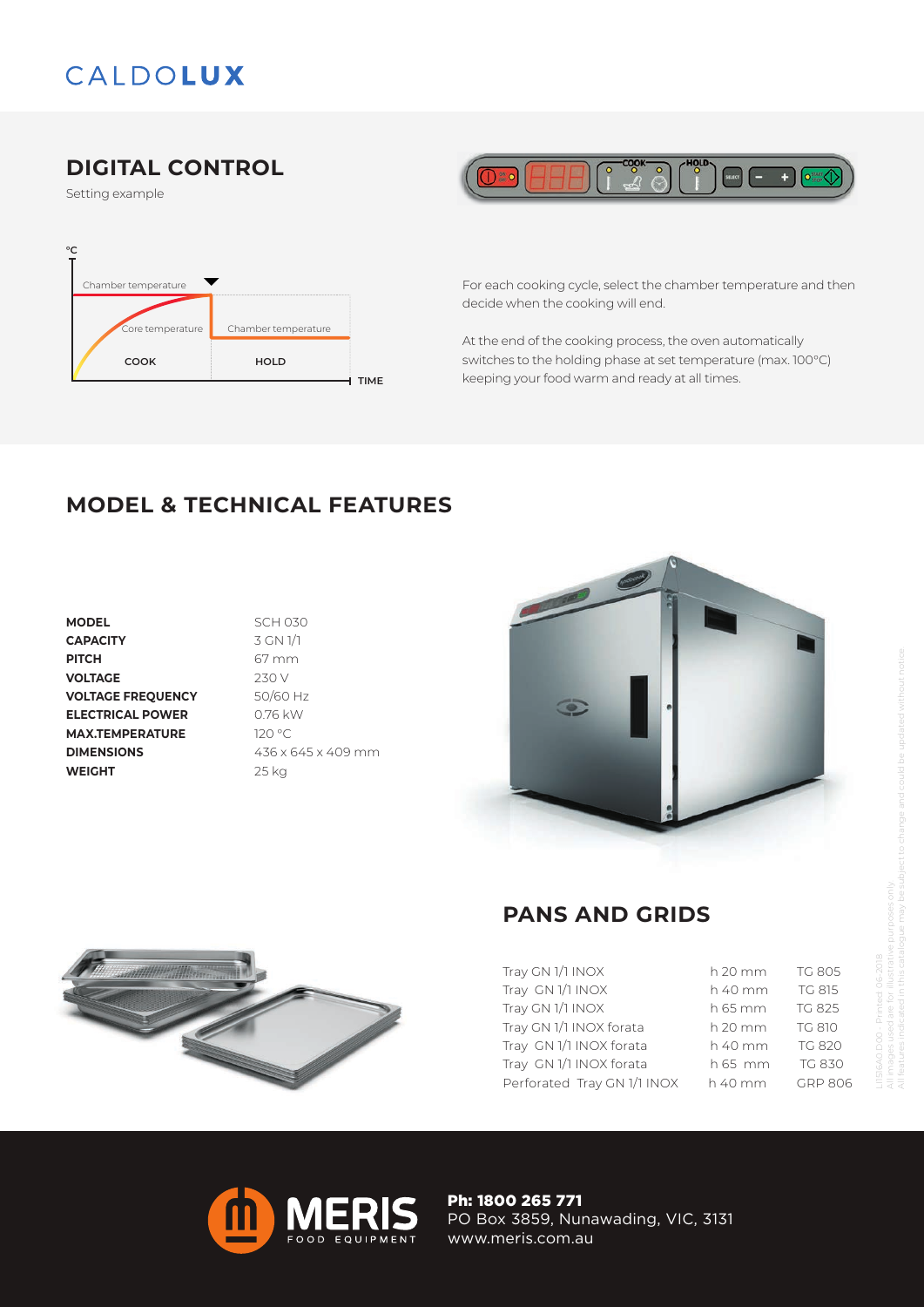# CALDOLUX

## DIGITAL CONTROL

Setting example

°C

Chamber temperature

Core temperature

Chamber temperature

COOK

HOLD

TIME

For each cooking cycle, select the chamber temperature and then decide when the cooking will end.

At the end of the cooking process, the oven automatically switches to the holding phase at set temperature (max. 100°C) keeping your food warm and ready at all times.

## MODEL & TECHNICAL FEATURES

| | |
|---|---|
| **MODEL** | SCH 030 |
| **CAPACITY** | 3 GN 1/1 |
| **PITCH** | 67 mm |
| **VOLTAGE** | 230 V |
| **VOLTAGE FREQUENCY** | 50/60 Hz |
| **ELECTRICAL POWER** | 0.76 kW |
| **MAX.TEMPERATURE** | 120 °C |
| **DIMENSIONS** | 436 x 645 x 409 mm |
| **WEIGHT** | 25 kg |

## PANS AND GRIDS

| | | |
|---|---|---|
| Tray GN 1/1 INOX | h 20 mm | TG 805 |
| Tray GN 1/1 INOX | h 40 mm | TG 815 |
| Tray GN 1/1 INOX | h 65 mm | TG 825 |
| Tray GN 1/1 INOX forata | h 20 mm | TG 810 |
| Tray GN 1/1 INOX forata | h 40 mm | TG 820 |
| Tray GN 1/1 INOX forata | h 65 mm | TG 830 |
| Perforated Tray GN 1/1 INOX | h 40 mm | GRP 806 |

LIS16A0 D00 - Printed 06-2018
All images used are for illustrative purposes only.
All features indicated in this catalogue may be subject to change and could be updated without notice.

MERIS FOOD EQUIPMENT

**Ph: 1800 265 771**
PO Box 3859, Nunawading, VIC, 3131
www.meris.com.au